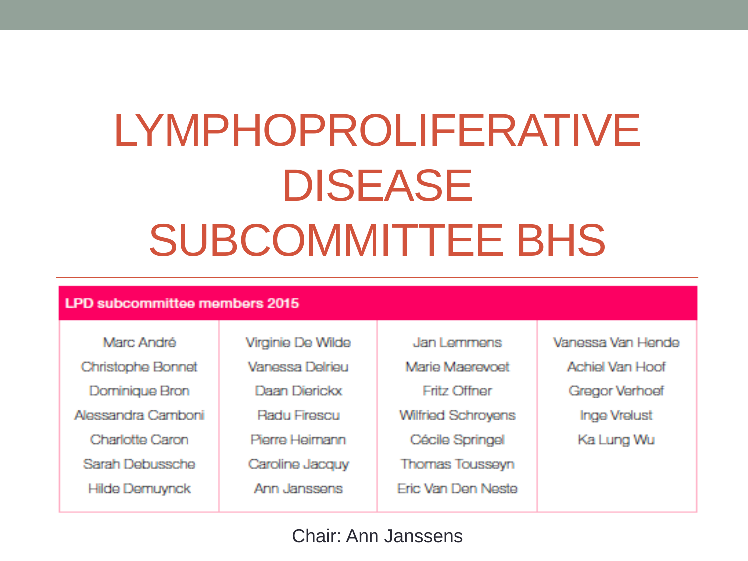# LYMPHOPROLIFERATIVE DISEASE SUBCOMMITTEE BHS

| LPD subcommittee members 2015 | | | |
|---|---|---|---|
| Marc André | Virginie De Wilde | Jan Lemmens | Vanessa Van Hende |
| Christophe Bonnet | Vanessa Delrieu | Marie Maerevoet | Achiel Van Hoof |
| Dominique Bron | Daan Dierickx | Fritz Offner | Gregor Verhoef |
| Alessandra Camboni | Radu Firescu | Wilfried Schroyens | Inge Vrelust |
| Charlotte Caron | Pierre Heimann | Cécile Springel | Ka Lung Wu |
| Sarah Debussche | Caroline Jacquy | Thomas Tousseyn | |
| Hilde Demuynck | Ann Janssens | Eric Van Den Neste | |

Chair: Ann Janssens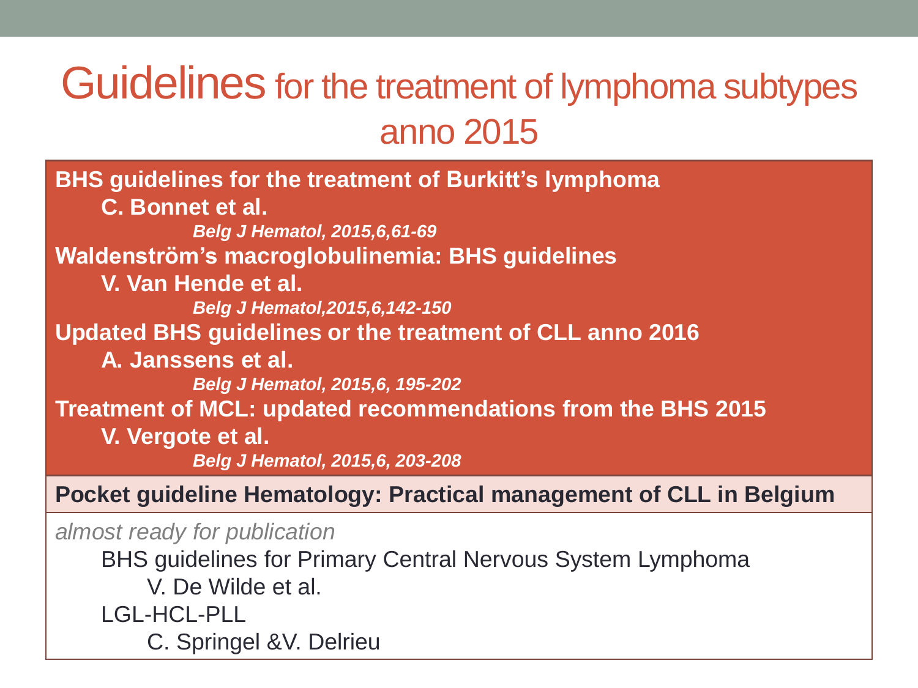# Guidelines for the treatment of lymphoma subtypes anno 2015

**BHS guidelines for the treatment of Burkitt's lymphoma**

**C. Bonnet et al.**

***Belg J Hematol, 2015,6,61-69***

**Waldenström's macroglobulinemia: BHS guidelines**

**V. Van Hende et al.**

***Belg J Hematol,2015,6,142-150***

**Updated BHS guidelines or the treatment of CLL anno 2016**

**A. Janssens et al.**

***Belg J Hematol, 2015,6, 195-202***

**Treatment of MCL: updated recommendations from the BHS 2015**

**V. Vergote et al.**

***Belg J Hematol, 2015,6, 203-208***

**Pocket guideline Hematology: Practical management of CLL in Belgium**

*almost ready for publication*

BHS guidelines for Primary Central Nervous System Lymphoma

V. De Wilde et al.

LGL-HCL-PLL

C. Springel &V. Delrieu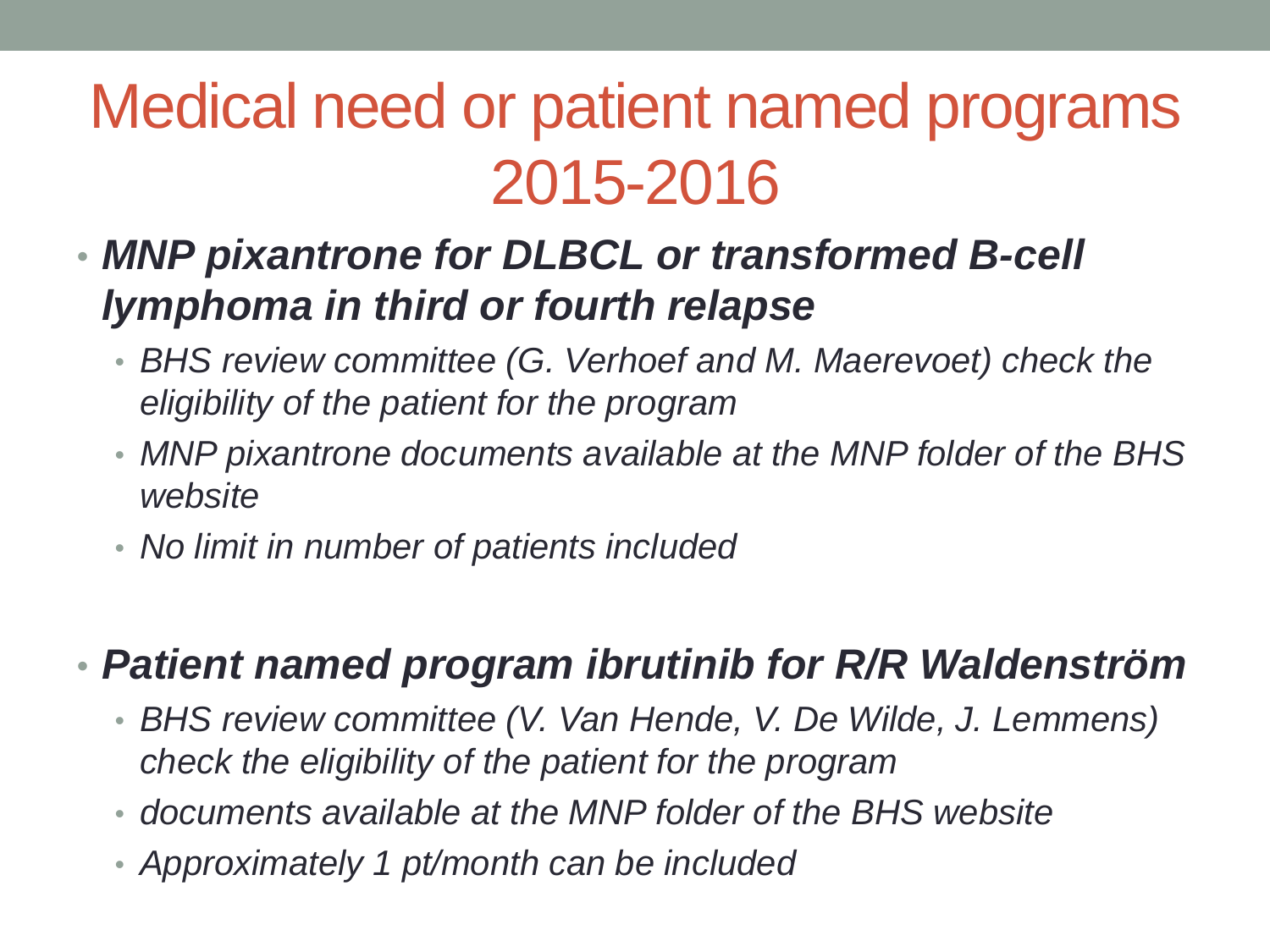# Medical need or patient named programs 2015-2016

- ***MNP pixantrone for DLBCL or transformed B-cell lymphoma in third or fourth relapse***
  - *BHS review committee (G. Verhoef and M. Maerevoet) check the eligibility of the patient for the program*
  - *MNP pixantrone documents available at the MNP folder of the BHS website*
  - *No limit in number of patients included*

- ***Patient named program ibrutinib for R/R Waldenström***
  - *BHS review committee (V. Van Hende, V. De Wilde, J. Lemmens) check the eligibility of the patient for the program*
  - *documents available at the MNP folder of the BHS website*
  - *Approximately 1 pt/month can be included*